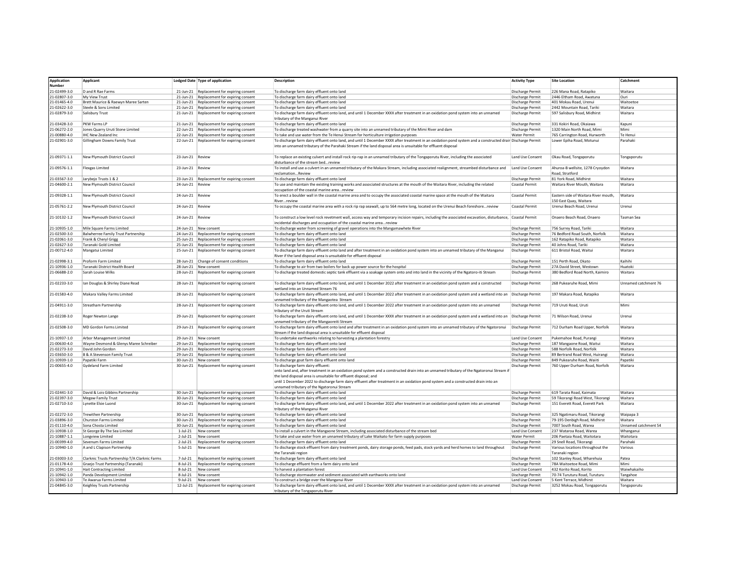| Application Number | Applicant | Lodged Date | Type of application | Description | Activity Type | Site Location | Catchment |
|---|---|---|---|---|---|---|---|
| 21-02499-3.0 | D and R Rae Farms | 21-Jun-21 | Replacement for expiring consent | To discharge farm dairy effluent onto land | Discharge Permit | 226 Mana Road, Ratapiko | Waitara |
| 21-02807-3.0 | My View Trust | 21-Jun-21 | Replacement for expiring consent | To discharge farm dairy effluent onto land | Discharge Permit | 2446 Eltham Road, Awatuna | Ouri |
| 21-01465-4.0 | Brett Maurice & Raewyn Maree Sarten | 21-Jun-21 | Replacement for expiring consent | To discharge farm dairy effluent onto land | Discharge Permit | 401 Mokau Road, Urenui | Waitoetoe |
| 21-02622-3.0 | Steele & Sons Limited | 21-Jun-21 | Replacement for expiring consent | To discharge farm dairy effluent onto land | Discharge Permit | 2442 Mountain Road, Tariki | Waitara |
| 21-02879-3.0 | Salisbury Trust | 21-Jun-21 | Replacement for expiring consent | To discharge farm dairy effluent onto land, and until 1 December XXXX after treatment in an oxidation pond system into an unnamed tributary of the Manganui River | Discharge Permit | 597 Salisbury Road, Midhirst | Waitara |
| 21-03428-3.0 | PKW Farms LP | 21-Jun-21 | Replacement for expiring consent | To discharge farm dairy effluent onto land | Discharge Permit | 331 Kokiri Road, Okaiawa | Kapuni |
| 21-06272-2.0 | Jones Quarry Uruti Stone Limited | 22-Jun-21 | Replacement for expiring consent | To discharge treated washwater from a quarry site into an unnamed tributary of the Mimi River and dam | Discharge Permit | 1320 Main North Road, Mimi | Mimi |
| 21-00880-4.0 | IHC New Zealand Inc | 22-Jun-21 | Replacement for expiring consent | To take and use water from the Te Henui Stream for horticulture irrigation purposes | Water Permit | 765 Carrington Road, Hurworth | Te Henui |
| 21-02901-3.0 | Gillingham Downs Family Trust | 22-Jun-21 | Replacement for expiring consent | To discharge farm dairy effluent onto land, and until 1 December XXXX after treatment in an oxidation pond system and a constructed drain into an unnamed tributary of the Parahaki Stream if the land disposal area is unsuitable for effluent disposal | Discharge Permit | Lower Epiha Road, Motunui | Parahaki |
| 21-09371-1.1 | New Plymouth District Council | 23-Jun-21 | Review | To replace an existing culvert and install rock rip-rap in an unnamed tributary of the Tongaporutu River, including the associated disturbance of the stream bed...review | Land Use Consent | Okau Road, Tongaporutu | Tongaporutu |
| 21-09576-1.1 | Flexgas Limited | 23-Jun-21 | Review | To install and use a culvert in an unnamed tributary of the Makara Stream, including associated realignment, streambed disturbance and reclamation...Review | Land Use Consent | Ahuroa-B wellsite, 1278 Cryoydon Road, Stratford | Waitara |
| 21-03567-3.0 | Jarybejo Trusts 1 & 2 | 23-Jun-21 | Replacement for expiring consent | To discharge farm dairy effluent onto land | Discharge Permit | 81 York Road, Midhirst | Waitara |
| 21-04600-2.1 | New Plymouth District Council | 24-Jun-21 | Review | To use and maintain the existing training works and associated structures at the mouth of the Waitara River, including the related occupation of the coastal marine area...review | Coastal Permit | Waitara River Mouth, Waitara | Waitara |
| 21-09328-1.1 | New Plymouth District Council | 24-Jun-21 | Review | To erect a boulder wall in the coastal marine area and to occupy the associated coastal marine space at the mouth of the Waitara River...review | Coastal Permit | Eastern side of Waitara River mouth, 150 East Quay, Waitara | Waitara |
| 21-05761-2.2 | New Plymouth District Council | 24-Jun-21 | Review | To occupy the coastal marine area with a rock rip rap seawall, up to 564 metre long, located on the Urenui Beach foreshore...review | Coastal Permit | Urenui Beach Road, Urenui | Urenui |
| 21-10132-1.2 | New Plymouth District Council | 24-Jun-21 | Review | To construct a low level rock revetment wall, access way and temporary incision repairs, including the associated excavation, disturbance, incidental discharges and occupation of the coastal marine area...review | Coastal Permit | Onaero Beach Road, Onaero | Tasman Sea |
| 21-10935-1.0 | Mile Square Farms Limited | 24-Jun-21 | New consent | To discharge water from screening of gravel operations into the Mangamawhete River | Discharge Permit | 756 Surrey Road, Tariki | Waitara |
| 21-02500-3.0 | Balwherree Family Trust Partnership | 24-Jun-21 | Replacement for expiring consent | To discharge farm dairy effluent onto land | Discharge Permit | 76 Bedford Road South, Norfolk | Waitara |
| 21-02061-3.0 | Frank & Cheryl Grigg | 25-Jun-21 | Replacement for expiring consent | To discharge farm dairy effluent onto land | Discharge Permit | 162 Ratapiko Road, Ratapiko | Waitara |
| 21-02627-3.0 | Taranaki Gold Limited | 25-Jun-21 | Replacement for expiring consent | To discharge farm dairy effluent onto land | Discharge Permit | 40 Johns Road, Tariki | Waitara |
| 21-00712-4.0 | Mangatui Limited | 25-Jun-21 | Replacement for expiring consent | To discharge farm dairy effluent onto land and after treatment in an oxidation pond system into an unnamed tributary of the Manganui River if the land disposal area is unsuitable for effluent disposal | Discharge Permit | 611 Bristol Road, Waitui | Waitara |
| 21-02998-3.1 | Proform Farm Limited | 28-Jun-21 | Change of consent conditions | To discharge farm dairy effluent onto land | Discharge Permit | 151 Perth Road, Okato | Kaihihi |
| 21-10936-1.0 | Taranaki District Health Board | 28-Jun-21 | New consent | To discharge to air from two boilers for back up power source for the hospital | Discharge Permit | 27A David Street, Westown | Huatoki |
| 21-06688-2.0 | Sarah Louise Wilks | 28-Jun-21 | Replacement for expiring consent | To discharge treated domestic septic tank effluent via a soakage system onto and into land in the vicinity of the Ngatoro-iti Stream | Discharge Permit | 380 Bedford Road North, Kaimiro | Waitara |
| 21-02233-3.0 | Ian Douglas & Shirley Diane Read | 28-Jun-21 | Replacement for expiring consent | To discharge farm dairy effluent onto land, and until 1 December 2022 after treatment in an oxidation pond system and a constructed wetland into an Unnamed Stream 76 | Discharge Permit | 268 Pukearuhe Road, Mimi | Unnamed catchment 76 |
| 21-01583-4.0 | Makara Valley Farms Limited | 28-Jun-21 | Replacement for expiring consent | To discharge farm dairy effluent onto land, and until 1 December 2022 after treatment in an oxidation pond system and a wetland into an unnamed tributary of the Mangaotea Stream | Discharge Permit | 197 Makara Road, Ratapiko | Waitara |
| 21-04911-3.0 | Streatham Partnership | 28-Jun-21 | Replacement for expiring consent | To discharge farm dairy effluent onto land, and until 1 December 2022 after treatment in an oxidation pond system into an unnamed tributary of the Uruti Stream | Discharge Permit | 719 Uruti Road, Uruti | Mimi |
| 21-02238-3.0 | Roger Newton Lange | 29-Jun-21 | Replacement for expiring consent | To discharge farm dairy effluent onto land, and until 1 December XXXX after treatment in an oxidation pond system and a wetland into an unnamed tributary of the Mangaoreiti Stream | Discharge Permit | 71 Wilson Road, Urenui | Urenui |
| 21-02508-3.0 | MD Gordon Farms Limited | 29-Jun-21 | Replacement for expiring consent | To discharge farm dairy effluent onto land and after treatment in an oxidation pond system into an unnamed tributary of the Ngatoronui Stream if the land disposal area is unsuitable for effluent disposal | Discharge Permit | 712 Durham Road Upper, Norfolk | Waitara |
| 21-10937-1.0 | Arbor Management Limited | 29-Jun-21 | New consent | To undertake earthworks relating to harvesting a plantation forestry | Land Use Consent | Pukemahoe Road, Purangi | Waitara |
| 21-00630-4.0 | Wayne Desmond & Glenys Maree Schreiber | 29-Jun-21 | Replacement for expiring consent | To discharge farm dairy effluent onto land | Discharge Permit | 187 Mangaone Road, Waitui | Waitara |
| 21-02273-3.0 | David John Gordon | 29-Jun-21 | Replacement for expiring consent | To discharge farm dairy effluent onto land | Discharge Permit | 588 Norfolk Road, Norfolk | Waitara |
| 21-03650-3.0 | B & A Stevenson Family Trust | 29-Jun-21 | Replacement for expiring consent | To discharge farm dairy effluent onto land | Discharge Permit | 89 Bertrand Road West, Huirangi | Waitara |
| 21-10939-1.0 | Papatiki Farm | 30-Jun-21 | New consent | To discharge goat farm dairy effluent onto land | Discharge Permit | 849 Pukearuhe Road, Waiiti | Papatiki |
| 21-00655-4.0 | Gydeland Farm Limited | 30-Jun-21 | Replacement for expiring consent | To discharge farm dairy effluent:<br>onto land and, after treatment in an oxidation pond system and a constructed drain into an unnamed tributary of the Ngatoronui Stream if the land disposal area is unsuitable for effluent disposal; and<br>until 1 December 2022 to discharge farm dairy effluent after treatment in an oxidation pond system and a constructed drain into an unnamed tributary of the Ngatoronui Stream | Discharge Permit | 760 Upper Durham Road, Norfolk | Waitara |
| 21-02441-3.0 | David & Lois Gibbins Partnership | 30-Jun-21 | Replacement for expiring consent | To discharge farm dairy effluent onto land | Discharge Permit | 619 Tarata Road, Kaimata | Waitara |
| 21-02397-3.0 | Megaw Family Trust | 30-Jun-21 | Replacement for expiring consent | To discharge farm dairy effluent onto land | Discharge Permit | 59 Tikorangi Road West, Tikorangi | Waitara |
| 21-02710-3.0 | Lynette Elsie Luond | 30-Jun-21 | Replacement for expiring consent | To discharge farm dairy effluent onto land, and until 1 December 2022 after treatment in an oxidation pond system into an unnamed tributary of the Manganui River | Discharge Permit | 151 Everett Road, Everett Park | Waitara |
| 21-02272-3.0 | Trewithen Partnership | 30-Jun-21 | Replacement for expiring consent | To discharge farm dairy effluent onto land | Discharge Permit | 325 Ngatimaru Road, Tikorangi | Waipapa 3 |
| 21-03896-3.0 | Churston Farms Limited | 30-Jun-21 | Replacement for expiring consent | To discharge farm dairy effluent onto land | Discharge Permit | 79-195 Denbigh Road, Midhirst | Waitara |
| 21-01110-4.0 | Sona Chosta Limited | 30-Jun-21 | Replacement for expiring consent | To discharge farm dairy effluent onto land | Discharge Permit | 7007 South Road, Warea | Unnamed catchment 54 |
| 21-10938-1.0 | St George By The Sea Limited | 1-Jul-21 | New consent | To install a culvert in the Mangaone Stream, including associated disturbance of the stream bed | Land Use Consent | 237 Wataroa Road, Warea | Whanganui |
| 21-10887-1.1 | Longview Limited | 2-Jul-21 | New consent | To take and use water from an unnamed tributary of Lake Waikato for farm supply purposes | Water Permit | 206 Paetaia Road, Waitotara | Waitotara |
| 21-00399-4.0 | Sevenum Farms Limited | 2-Jul-21 | Replacement for expiring consent | To discharge farm dairy effluent onto land | Discharge Permit | 29 Snell Road, Tikorangi | Parahaki |
| 21-10940-1.0 | A and L Clapison Partnership | 5-Jul-21 | New consent | To discharge stock effluent from dairy treatment ponds, dairy storage ponds, feed pads, stock yards and herd homes to land throughout the Taranaki region | Discharge Permit | Various locations throughout the Taranaki region | Various |
| 21-03003-3.0 | Clarknic Trusts Partnership T/A Clarknic Farms | 7-Jul-21 | Replacement for expiring consent | To discharge farm dairy effluent onto land | Discharge Permit | 102 Stanley Road, Wharehuia | Patea |
| 21-01178-4.0 | Graejo Trust Partnership (Taranaki) | 8-Jul-21 | Replacement for expiring consent | To discharge effluent from a farm dairy onto land | Discharge Permit | 78A Waitoetoe Road, Mimi | Mimi |
| 21-10941-1.0 | Hait Contracting Limited | 8-Jul-21 | New consent | To harvest a plantation forest | Land Use Consent | 432 Korito Road, Korito | Waiwhakaiho |
| 21-10942-1.0 | Panda Development Limited | 8-Jul-21 | New consent | To discharge stormwater and sediment associated with earthworks onto land | Discharge Permit | 70-74 Tuturutu Road, Tuturutu | Tangahoe |
| 21-10943-1.0 | Te Awarua Farms Limited | 9-Jul-21 | New consent | To construct a bridge over the Manganui River | Land Use Consent | 5 Kent Terrace, Midhirst | Waitara |
| 21-04845-3.0 | Keighley Trusts Partnership | 12-Jul-21 | Replacement for expiring consent | To discharge farm dairy effluent onto land, and until 1 December XXXX after treatment in an oxidation pond system into an unnamed tributary of the Tongaporutu River | Discharge Permit | 3252 Mokau Road, Tongaporutu | Tongaporutu |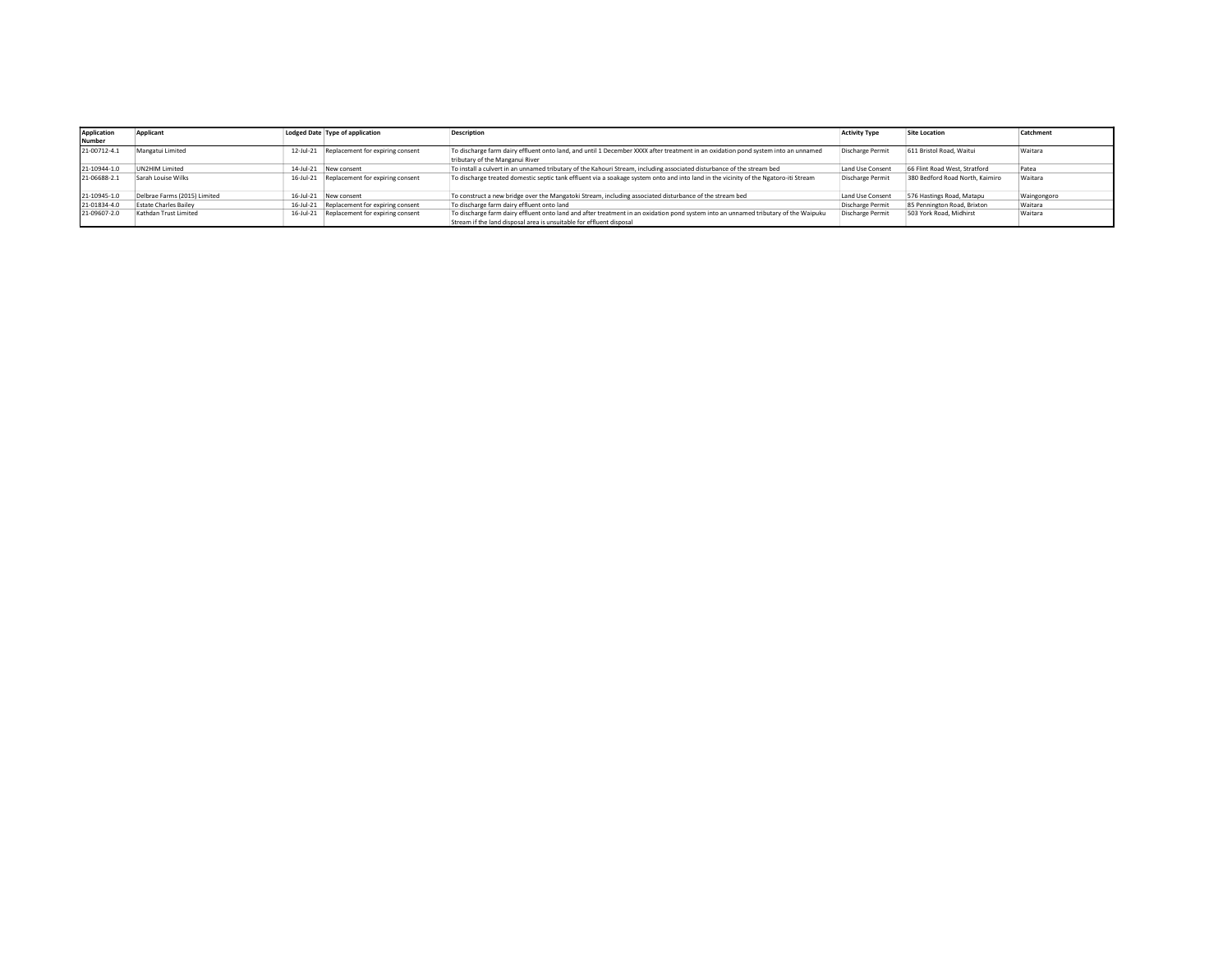| Application Number | Applicant | Lodged Date | Type of application | Description | Activity Type | Site Location | Catchment |
|---|---|---|---|---|---|---|---|
| 21-00712-4.1 | Mangatui Limited | 12-Jul-21 | Replacement for expiring consent | To discharge farm dairy effluent onto land, and until 1 December XXXX after treatment in an oxidation pond system into an unnamed tributary of the Manganui River | Discharge Permit | 611 Bristol Road, Waitui | Waitara |
| 21-10944-1.0 | UN2HIM Limited | 14-Jul-21 | New consent | To install a culvert in an unnamed tributary of the Kahouri Stream, including associated disturbance of the stream bed | Land Use Consent | 66 Flint Road West, Stratford | Patea |
| 21-06688-2.1 | Sarah Louise Wilks | 16-Jul-21 | Replacement for expiring consent | To discharge treated domestic septic tank effluent via a soakage system onto and into land in the vicinity of the Ngatoro-iti Stream | Discharge Permit | 380 Bedford Road North, Kaimiro | Waitara |
| 21-10945-1.0 | Delbrae Farms (2015) Limited | 16-Jul-21 | New consent | To construct a new bridge over the Mangatoki Stream, including associated disturbance of the stream bed | Land Use Consent | 576 Hastings Road, Matapu | Waingongoro |
| 21-01834-4.0 | Estate Charles Bailey | 16-Jul-21 | Replacement for expiring consent | To discharge farm dairy effluent onto land | Discharge Permit | 85 Pennington Road, Brixton | Waitara |
| 21-09607-2.0 | Kathdan Trust Limited | 16-Jul-21 | Replacement for expiring consent | To discharge farm dairy effluent onto land and after treatment in an oxidation pond system into an unnamed tributary of the Waipuku Stream if the land disposal area is unsuitable for effluent disposal | Discharge Permit | 503 York Road, Midhirst | Waitara |